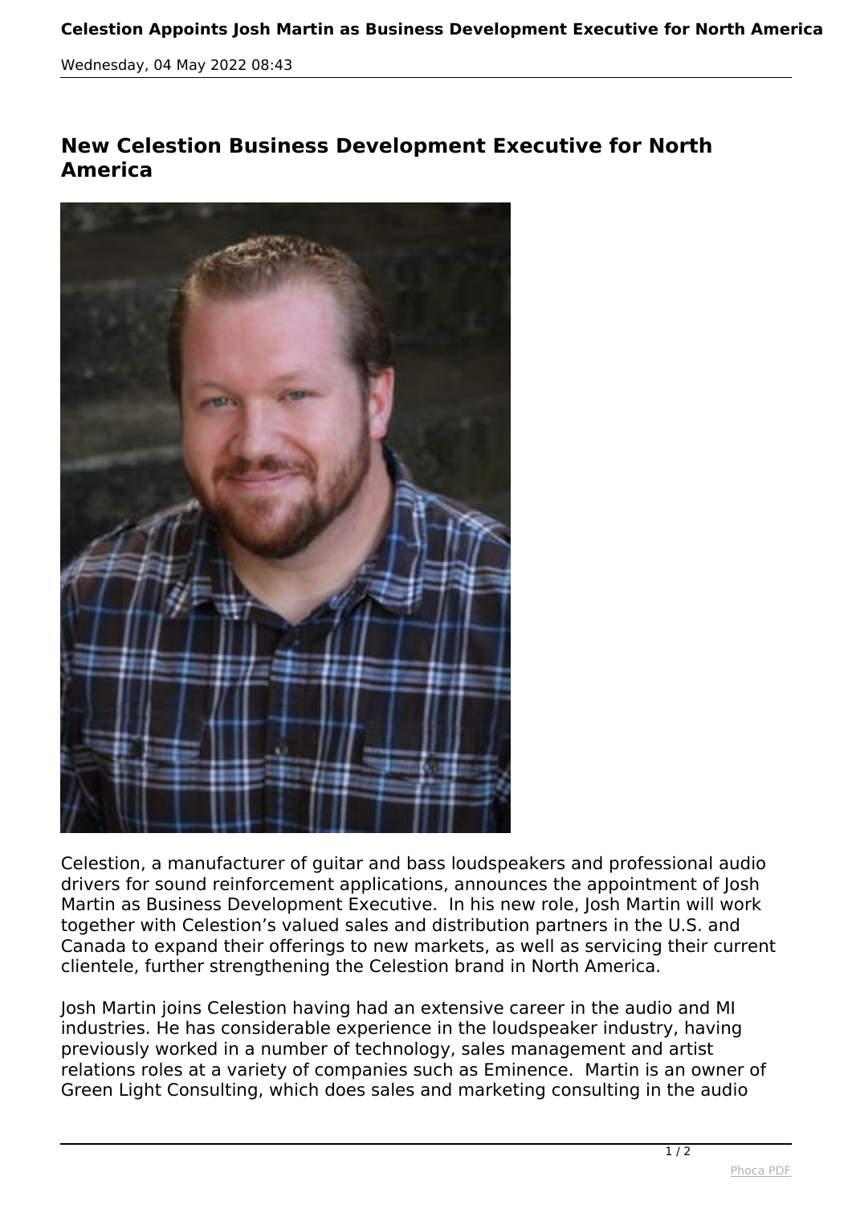# Celestion Appoints Josh Martin as Business Development Executive for North America

Wednesday, 04 May 2022 08:43

## New Celestion Business Development Executive for North America

Celestion, a manufacturer of guitar and bass loudspeakers and professional audio drivers for sound reinforcement applications, announces the appointment of Josh Martin as Business Development Executive.  In his new role, Josh Martin will work together with Celestion's valued sales and distribution partners in the U.S. and Canada to expand their offerings to new markets, as well as servicing their current clientele, further strengthening the Celestion brand in North America.

Josh Martin joins Celestion having had an extensive career in the audio and MI industries. He has considerable experience in the loudspeaker industry, having previously worked in a number of technology, sales management and artist relations roles at a variety of companies such as Eminence.  Martin is an owner of Green Light Consulting, which does sales and marketing consulting in the audio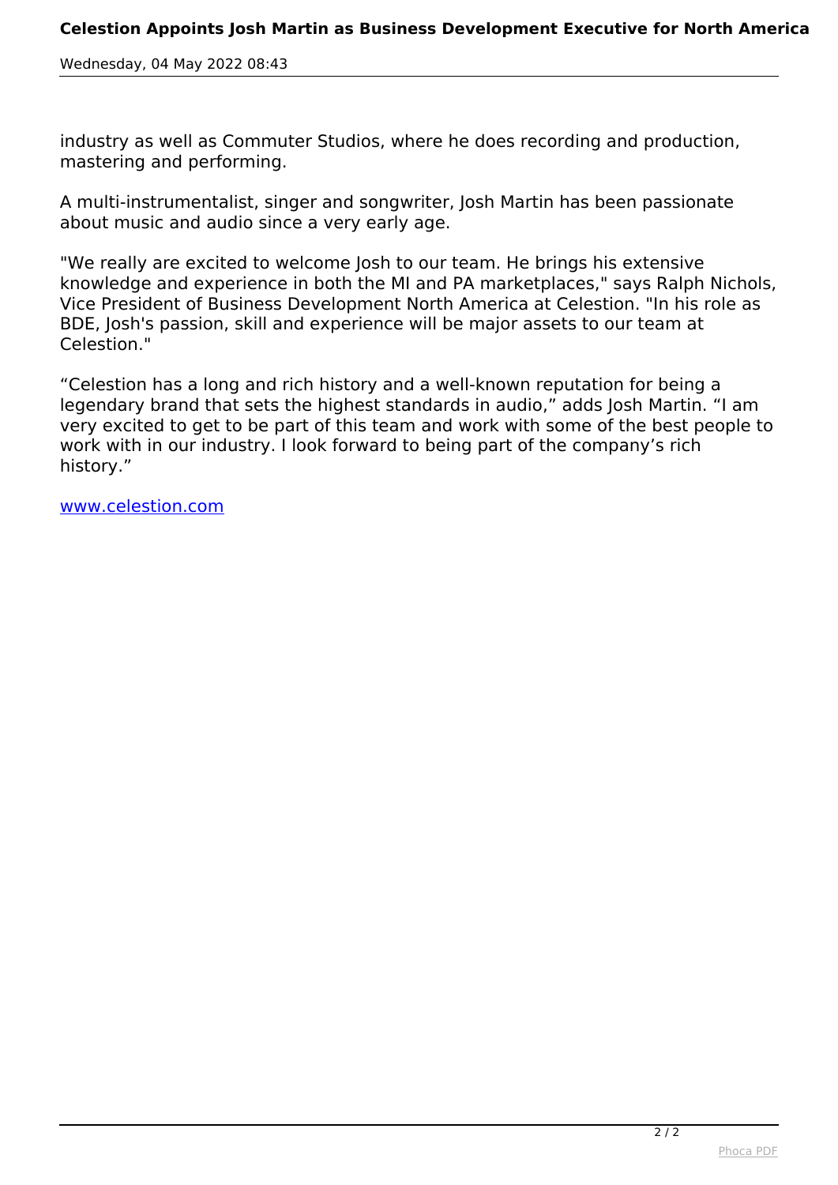industry as well as Commuter Studios, where he does recording and production, mastering and performing.

A multi-instrumentalist, singer and songwriter, Josh Martin has been passionate about music and audio since a very early age.

"We really are excited to welcome Josh to our team. He brings his extensive knowledge and experience in both the MI and PA marketplaces," says Ralph Nichols, Vice President of Business Development North America at Celestion. "In his role as BDE, Josh's passion, skill and experience will be major assets to our team at Celestion."

“Celestion has a long and rich history and a well-known reputation for being a legendary brand that sets the highest standards in audio,” adds Josh Martin. “I am very excited to get to be part of this team and work with some of the best people to work with in our industry. I look forward to being part of the company’s rich history.”

[www.celestion.com](http://www.celestion.com)